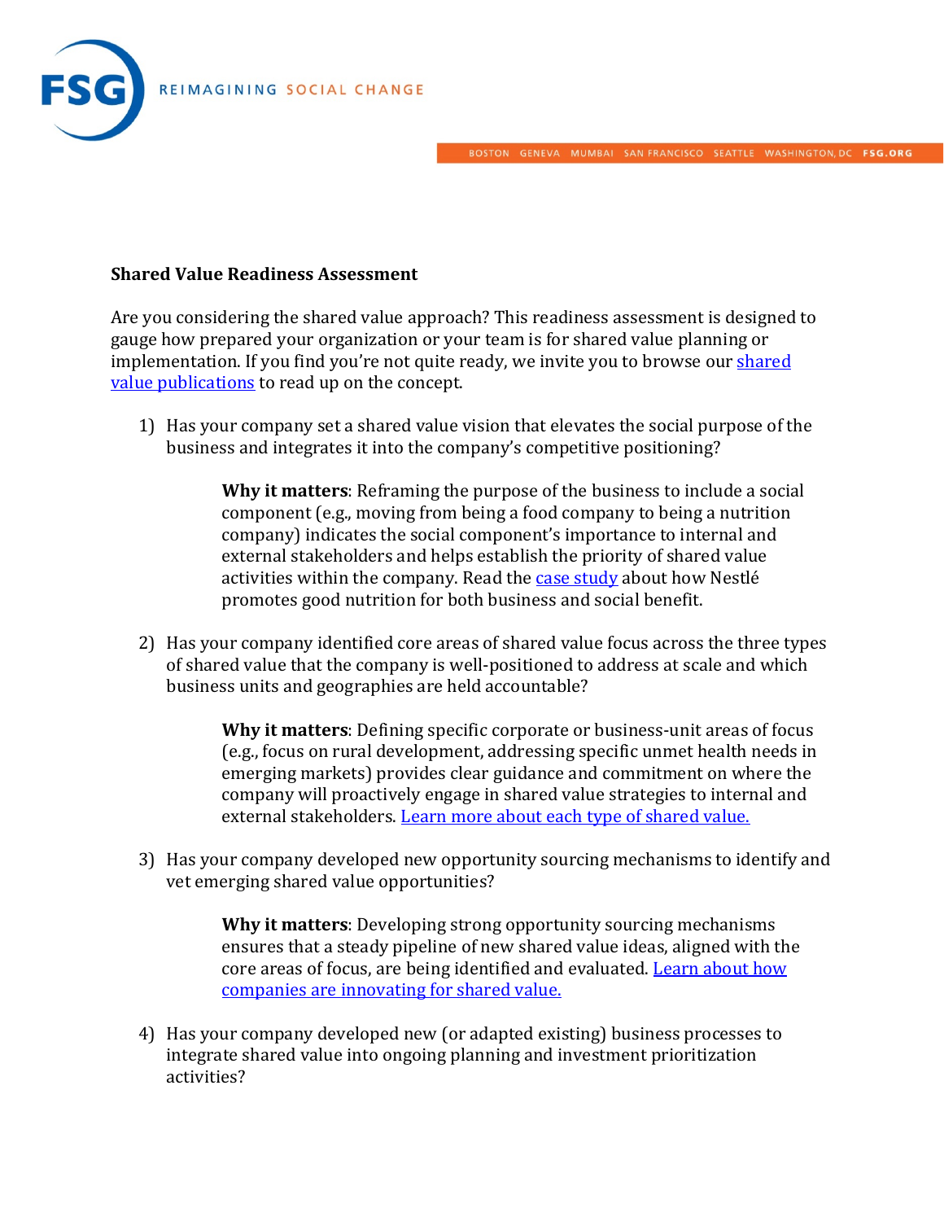**Shared Value Readiness Assessment**

Are you considering the shared value approach? This readiness assessment is designed to gauge how prepared your organization or your team is for shared value planning or implementation. If you find you're not quite ready, we invite you to browse our shared value publications to read up on the concept.

1) Has your company set a shared value vision that elevates the social purpose of the business and integrates it into the company's competitive positioning?

   **Why it matters**: Reframing the purpose of the business to include a social component (e.g., moving from being a food company to being a nutrition company) indicates the social component's importance to internal and external stakeholders and helps establish the priority of shared value activities within the company. Read the case study about how Nestlé promotes good nutrition for both business and social benefit.

2) Has your company identified core areas of shared value focus across the three types of shared value that the company is well-positioned to address at scale and which business units and geographies are held accountable?

   **Why it matters**: Defining specific corporate or business-unit areas of focus (e.g., focus on rural development, addressing specific unmet health needs in emerging markets) provides clear guidance and commitment on where the company will proactively engage in shared value strategies to internal and external stakeholders. Learn more about each type of shared value.

3) Has your company developed new opportunity sourcing mechanisms to identify and vet emerging shared value opportunities?

   **Why it matters**: Developing strong opportunity sourcing mechanisms ensures that a steady pipeline of new shared value ideas, aligned with the core areas of focus, are being identified and evaluated. Learn about how companies are innovating for shared value.

4) Has your company developed new (or adapted existing) business processes to integrate shared value into ongoing planning and investment prioritization activities?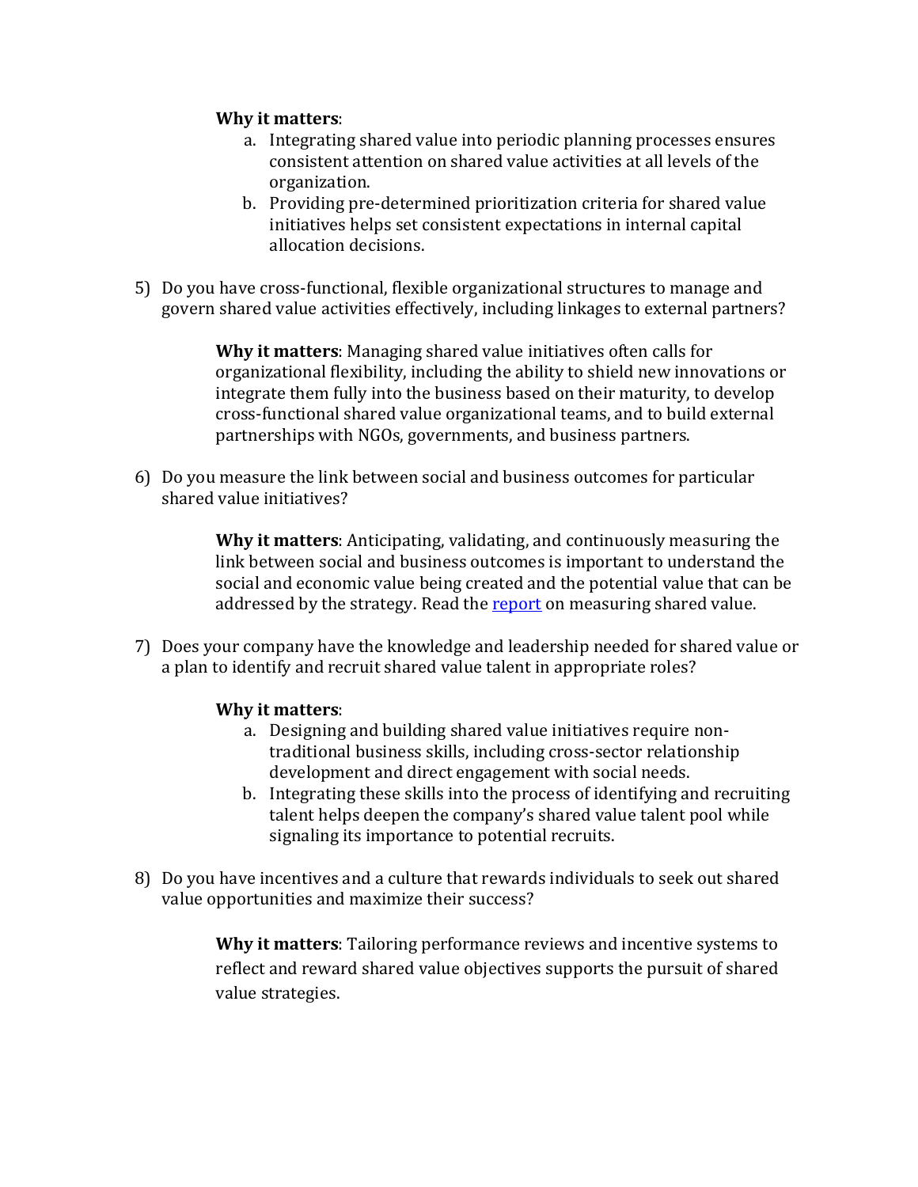**Why it matters**:

a. Integrating shared value into periodic planning processes ensures consistent attention on shared value activities at all levels of the organization.
b. Providing pre-determined prioritization criteria for shared value initiatives helps set consistent expectations in internal capital allocation decisions.

5) Do you have cross-functional, flexible organizational structures to manage and govern shared value activities effectively, including linkages to external partners?

   **Why it matters**: Managing shared value initiatives often calls for organizational flexibility, including the ability to shield new innovations or integrate them fully into the business based on their maturity, to develop cross-functional shared value organizational teams, and to build external partnerships with NGOs, governments, and business partners.

6) Do you measure the link between social and business outcomes for particular shared value initiatives?

   **Why it matters**: Anticipating, validating, and continuously measuring the link between social and business outcomes is important to understand the social and economic value being created and the potential value that can be addressed by the strategy. Read the report on measuring shared value.

7) Does your company have the knowledge and leadership needed for shared value or a plan to identify and recruit shared value talent in appropriate roles?

   **Why it matters**:

   a. Designing and building shared value initiatives require non-traditional business skills, including cross-sector relationship development and direct engagement with social needs.
   b. Integrating these skills into the process of identifying and recruiting talent helps deepen the company's shared value talent pool while signaling its importance to potential recruits.

8) Do you have incentives and a culture that rewards individuals to seek out shared value opportunities and maximize their success?

   **Why it matters**: Tailoring performance reviews and incentive systems to reflect and reward shared value objectives supports the pursuit of shared value strategies.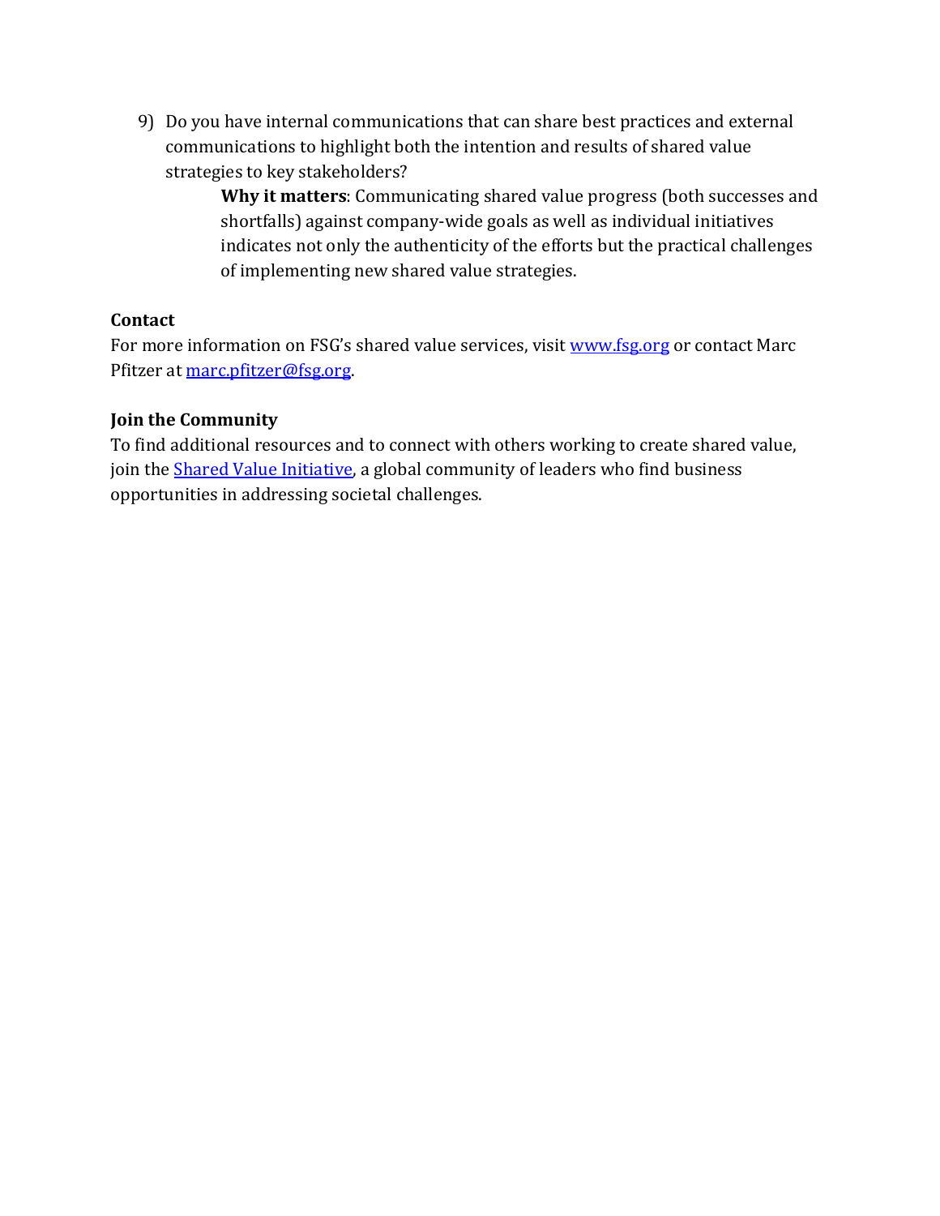9) Do you have internal communications that can share best practices and external communications to highlight both the intention and results of shared value strategies to key stakeholders?

   **Why it matters**: Communicating shared value progress (both successes and shortfalls) against company-wide goals as well as individual initiatives indicates not only the authenticity of the efforts but the practical challenges of implementing new shared value strategies.

**Contact**

For more information on FSG's shared value services, visit [www.fsg.org](http://www.fsg.org) or contact Marc Pfitzer at [marc.pfitzer@fsg.org](mailto:marc.pfitzer@fsg.org).

**Join the Community**

To find additional resources and to connect with others working to create shared value, join the Shared Value Initiative, a global community of leaders who find business opportunities in addressing societal challenges.